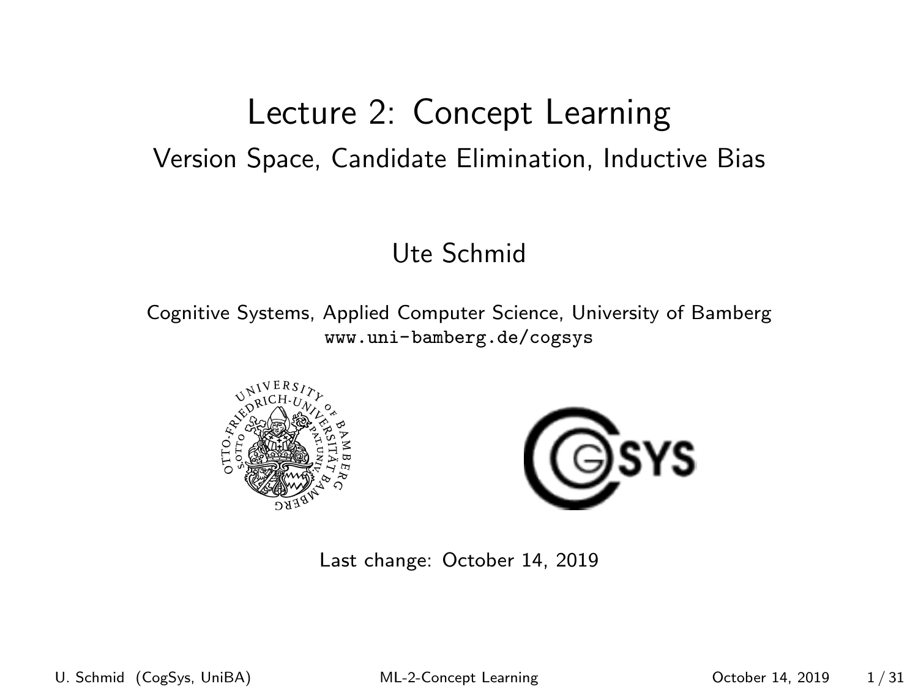# Lecture 2: Concept Learning

## Version Space, Candidate Elimination, Inductive Bias

Ute Schmid

Cognitive Systems, Applied Computer Science, University of Bamberg
www.uni-bamberg.de/cogsys

Last change: October 14, 2019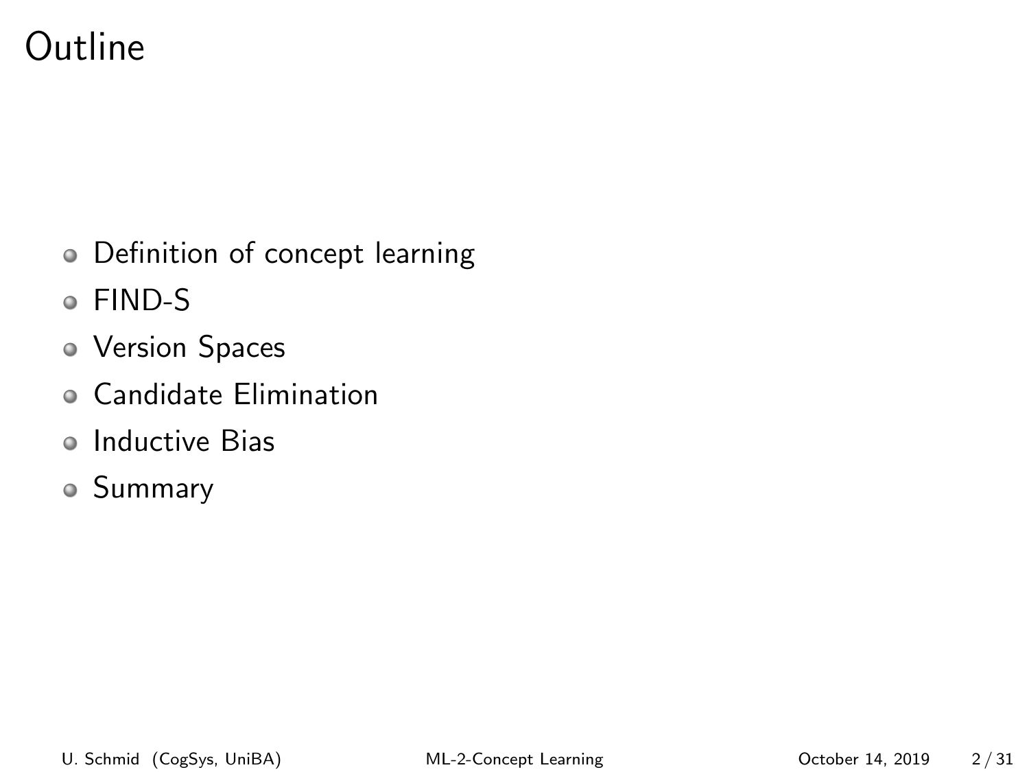# Outline

- Definition of concept learning
- FIND-S
- Version Spaces
- Candidate Elimination
- Inductive Bias
- Summary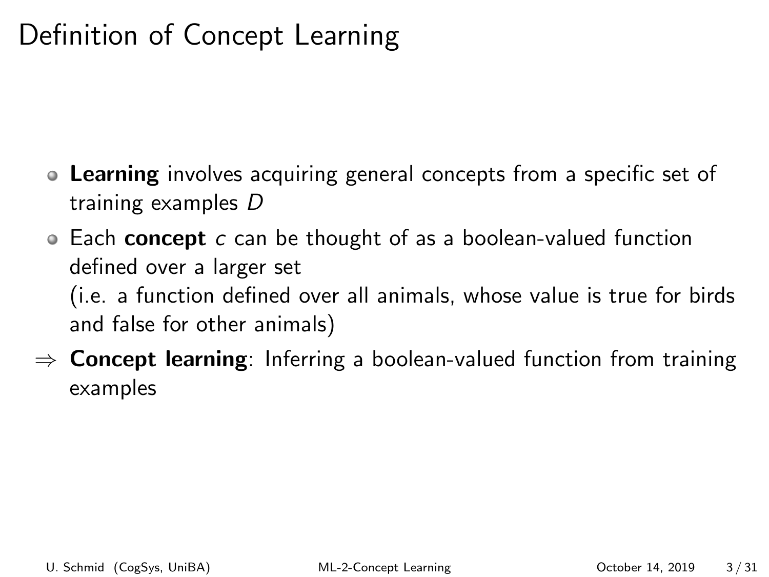# Definition of Concept Learning

- **Learning** involves acquiring general concepts from a specific set of training examples $D$
- Each **concept** $c$ can be thought of as a boolean-valued function defined over a larger set
  (i.e. a function defined over all animals, whose value is true for birds and false for other animals)

$\Rightarrow$ **Concept learning**: Inferring a boolean-valued function from training examples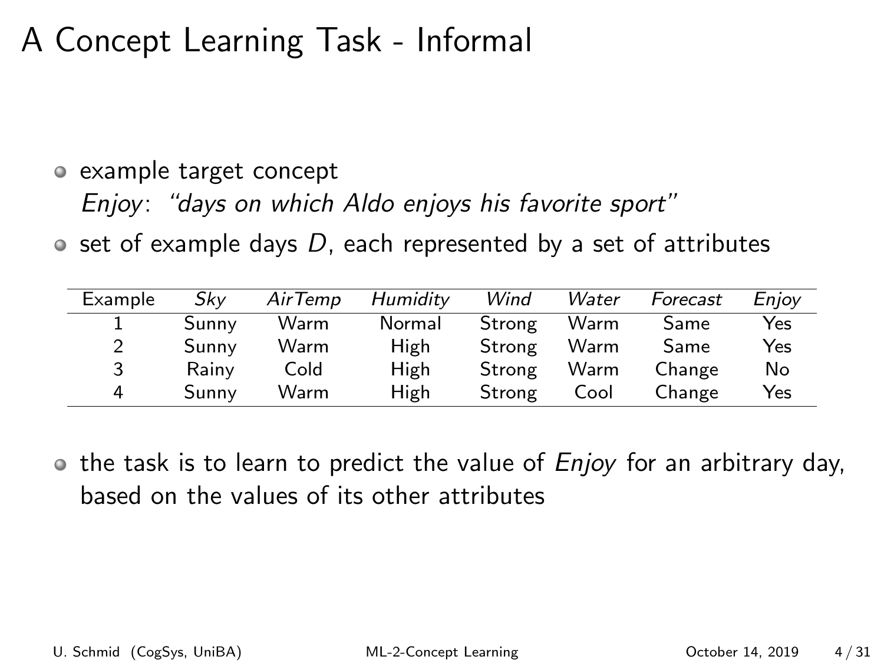# A Concept Learning Task - Informal

- example target concept
  *Enjoy*: *"days on which Aldo enjoys his favorite sport"*
- set of example days $D$, each represented by a set of attributes

| Example | *Sky* | *AirTemp* | *Humidity* | *Wind* | *Water* | *Forecast* | *Enjoy* |
|---|---|---|---|---|---|---|---|
| 1 | Sunny | Warm | Normal | Strong | Warm | Same | Yes |
| 2 | Sunny | Warm | High | Strong | Warm | Same | Yes |
| 3 | Rainy | Cold | High | Strong | Warm | Change | No |
| 4 | Sunny | Warm | High | Strong | Cool | Change | Yes |

- the task is to learn to predict the value of *Enjoy* for an arbitrary day, based on the values of its other attributes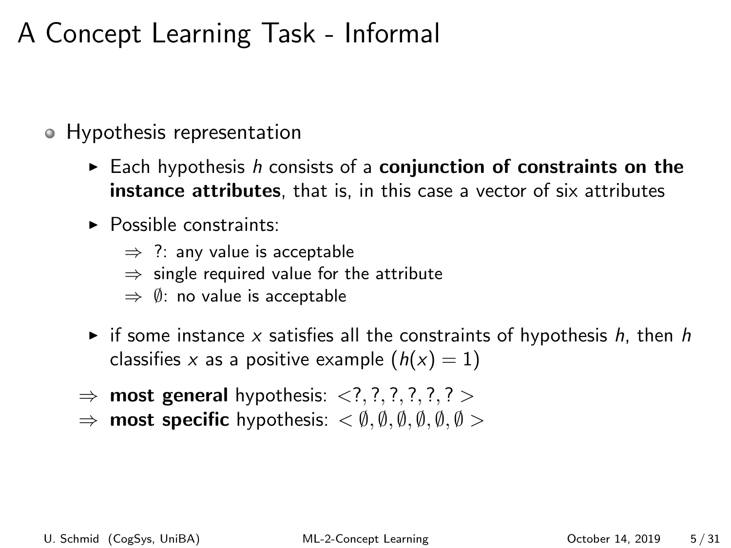# A Concept Learning Task - Informal

- Hypothesis representation
  - Each hypothesis $h$ consists of a **conjunction of constraints on the instance attributes**, that is, in this case a vector of six attributes
  - Possible constraints:
    - ⇒ ?: any value is acceptable
    - ⇒ single required value for the attribute
    - ⇒ $\emptyset$: no value is acceptable
  - if some instance $x$ satisfies all the constraints of hypothesis $h$, then $h$ classifies $x$ as a positive example ($h(x) = 1$)

⇒ **most general** hypothesis: $<?, ?, ?, ?, ?, ?>$

⇒ **most specific** hypothesis: $<\emptyset, \emptyset, \emptyset, \emptyset, \emptyset, \emptyset>$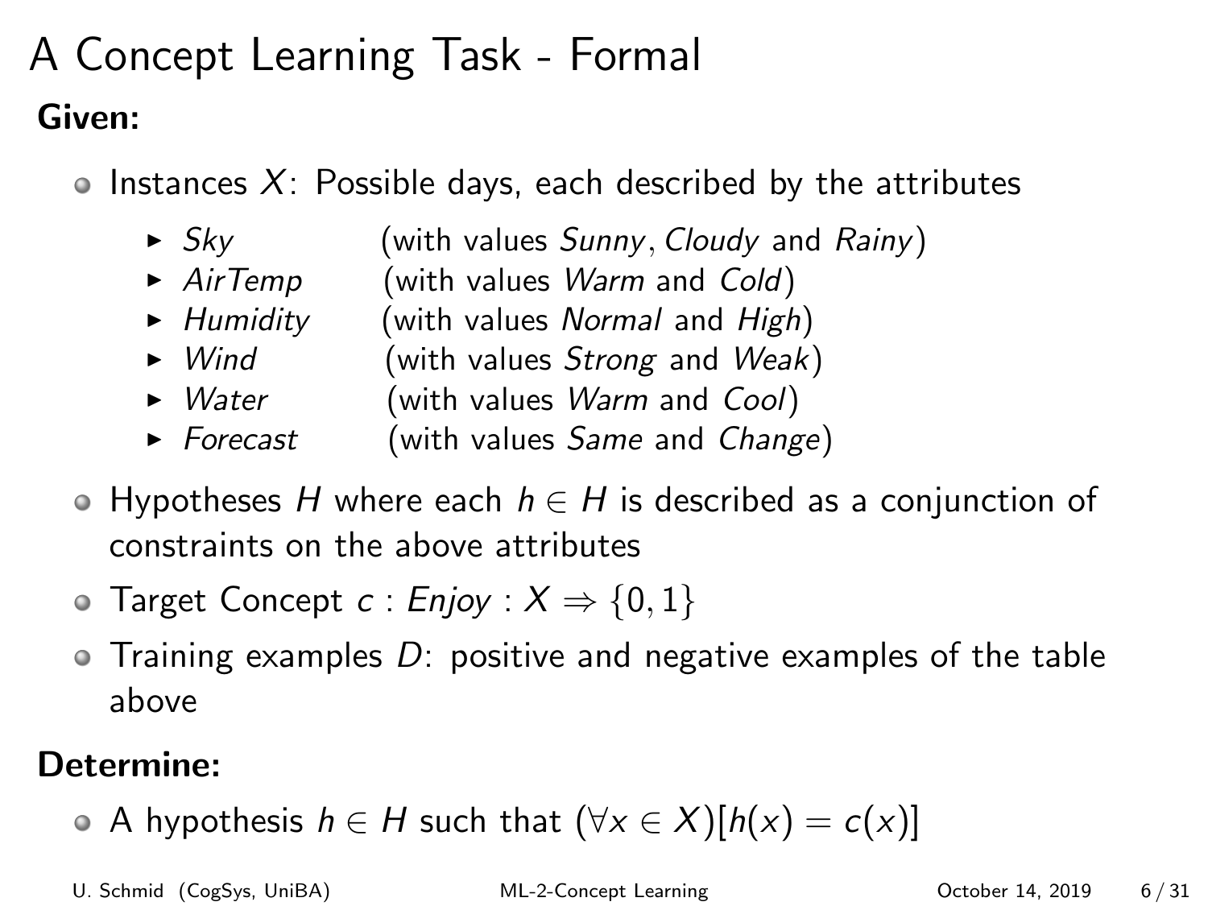# A Concept Learning Task - Formal

**Given:**

- Instances $X$: Possible days, each described by the attributes
  - *Sky* (with values *Sunny*, *Cloudy* and *Rainy*)
  - *AirTemp* (with values *Warm* and *Cold*)
  - *Humidity* (with values *Normal* and *High*)
  - *Wind* (with values *Strong* and *Weak*)
  - *Water* (with values *Warm* and *Cool*)
  - *Forecast* (with values *Same* and *Change*)
- Hypotheses $H$ where each $h \in H$ is described as a conjunction of constraints on the above attributes
- Target Concept $c$ : *Enjoy* : $X \Rightarrow \{0, 1\}$
- Training examples $D$: positive and negative examples of the table above

**Determine:**

- A hypothesis $h \in H$ such that $(\forall x \in X)[h(x) = c(x)]$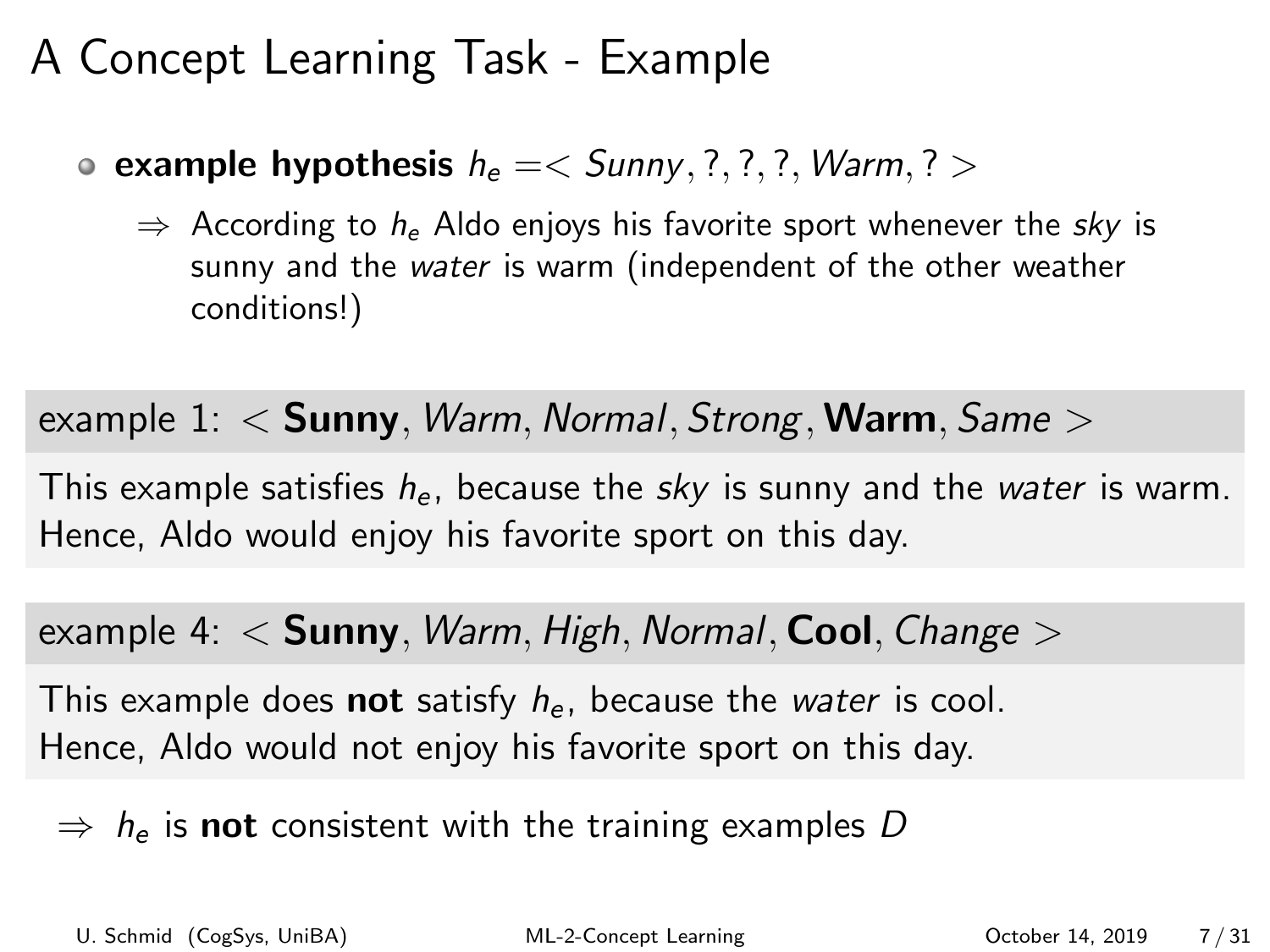# A Concept Learning Task - Example

- **example hypothesis** $h_e = < Sunny, ?, ?, ?, Warm, ? >$
  - $\Rightarrow$ According to $h_e$ Aldo enjoys his favorite sport whenever the *sky* is sunny and the *water* is warm (independent of the other weather conditions!)

**example 1:** $< \textbf{Sunny}, Warm, Normal, Strong, \textbf{Warm}, Same >$

This example satisfies $h_e$, because the *sky* is sunny and the *water* is warm. Hence, Aldo would enjoy his favorite sport on this day.

**example 4:** $< \textbf{Sunny}, Warm, High, Normal, \textbf{Cool}, Change >$

This example does **not** satisfy $h_e$, because the *water* is cool. Hence, Aldo would not enjoy his favorite sport on this day.

$\Rightarrow$ $h_e$ is **not** consistent with the training examples $D$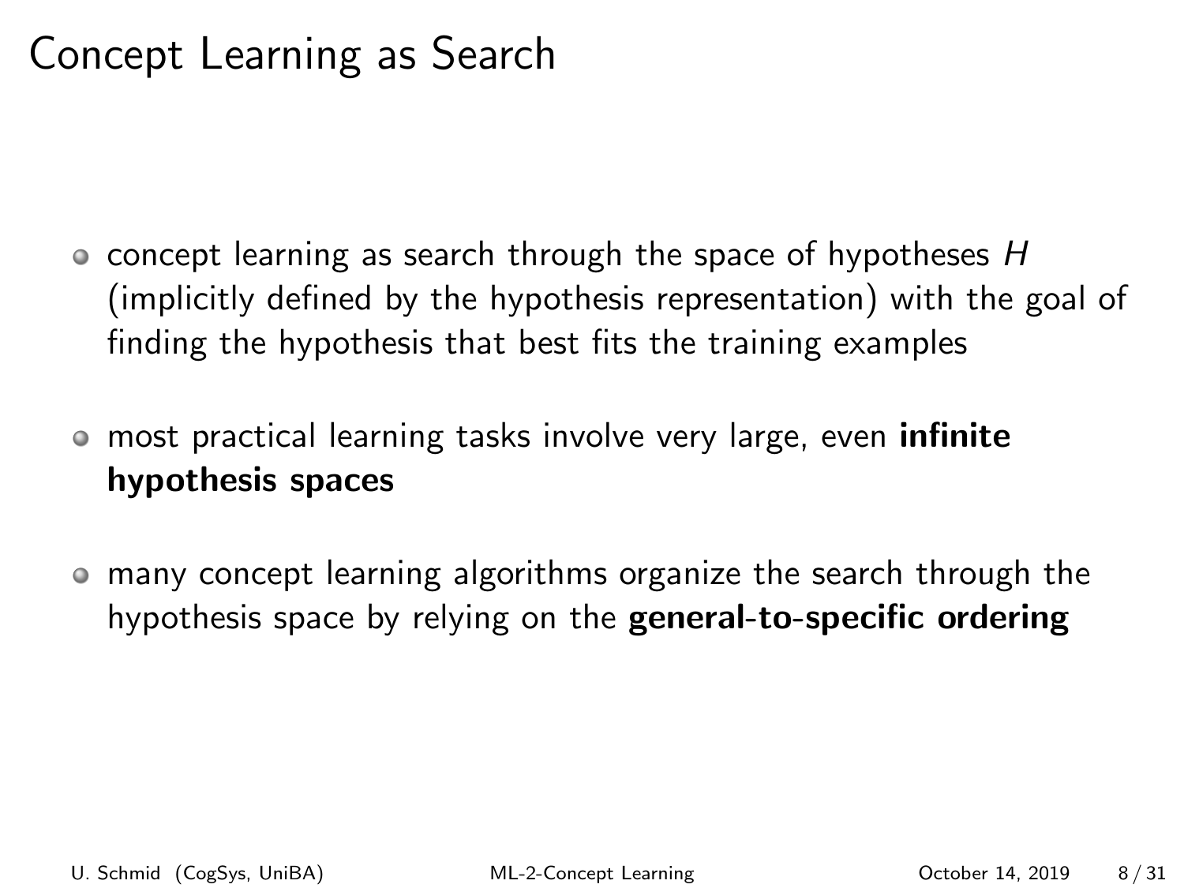# Concept Learning as Search

- concept learning as search through the space of hypotheses $H$ (implicitly defined by the hypothesis representation) with the goal of finding the hypothesis that best fits the training examples
- most practical learning tasks involve very large, even **infinite hypothesis spaces**
- many concept learning algorithms organize the search through the hypothesis space by relying on the **general-to-specific ordering**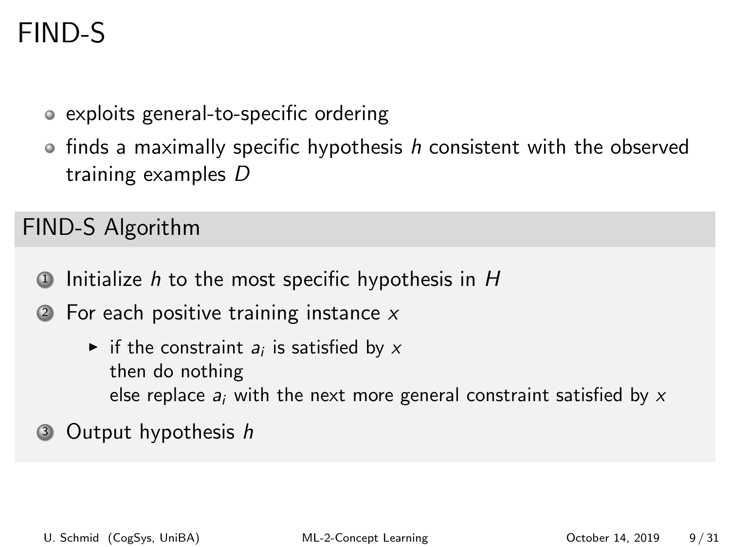# FIND-S

- exploits general-to-specific ordering
- finds a maximally specific hypothesis $h$ consistent with the observed training examples $D$

## FIND-S Algorithm

1. Initialize $h$ to the most specific hypothesis in $H$
2. For each positive training instance $x$
   - if the constraint $a_i$ is satisfied by $x$
     then do nothing
     else replace $a_i$ with the next more general constraint satisfied by $x$
3. Output hypothesis $h$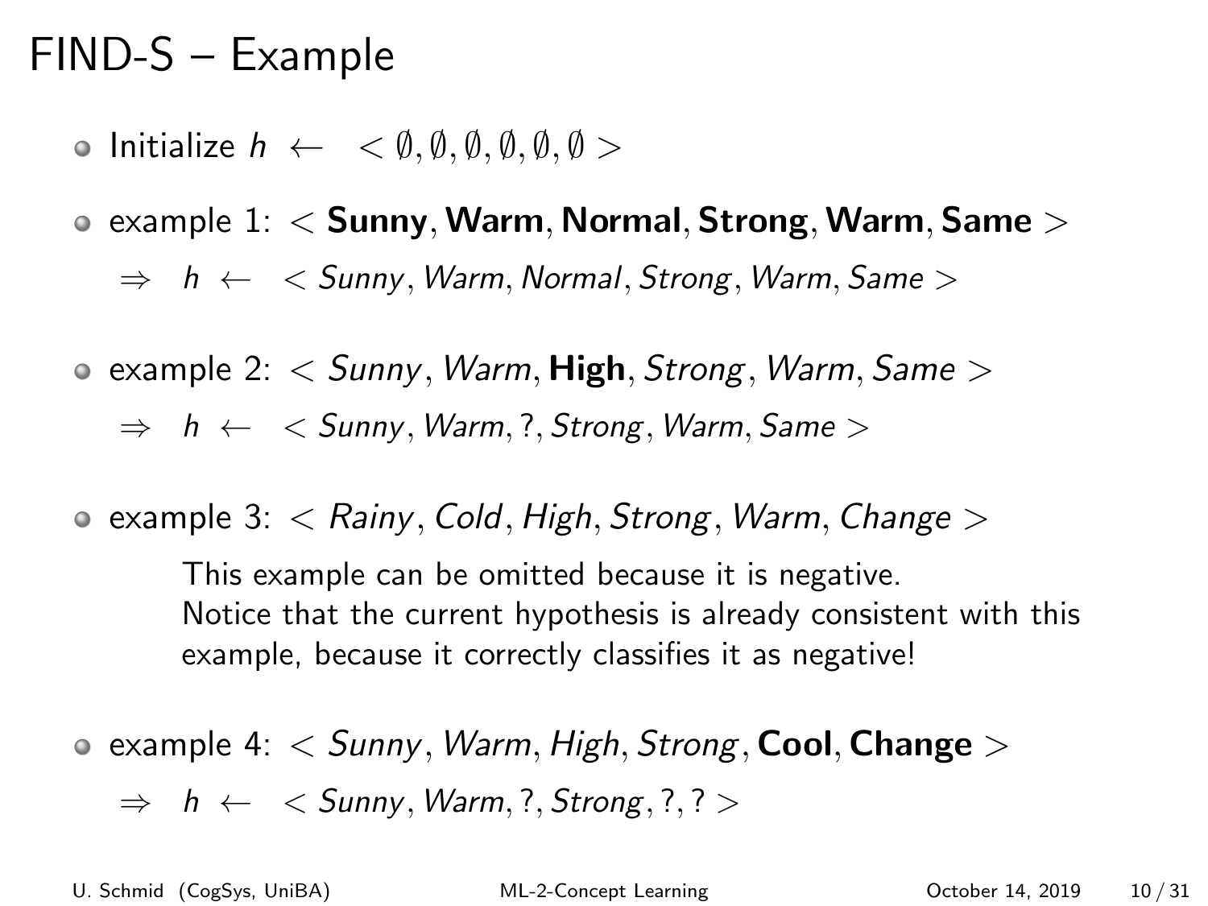# FIND-S – Example

- Initialize $h \leftarrow \; < \emptyset, \emptyset, \emptyset, \emptyset, \emptyset, \emptyset >$
- example 1: $< \textbf{Sunny}, \textbf{Warm}, \textbf{Normal}, \textbf{Strong}, \textbf{Warm}, \textbf{Same} >$

  $\Rightarrow \; h \leftarrow \; < Sunny, Warm, Normal, Strong, Warm, Same >$

- example 2: $< Sunny, Warm, \textbf{High}, Strong, Warm, Same >$

  $\Rightarrow \; h \leftarrow \; < Sunny, Warm, ?, Strong, Warm, Same >$

- example 3: $< Rainy, Cold, High, Strong, Warm, Change >$

  This example can be omitted because it is negative.
  Notice that the current hypothesis is already consistent with this example, because it correctly classifies it as negative!

- example 4: $< Sunny, Warm, High, Strong, \textbf{Cool}, \textbf{Change} >$

  $\Rightarrow \; h \leftarrow \; < Sunny, Warm, ?, Strong, ?, ? >$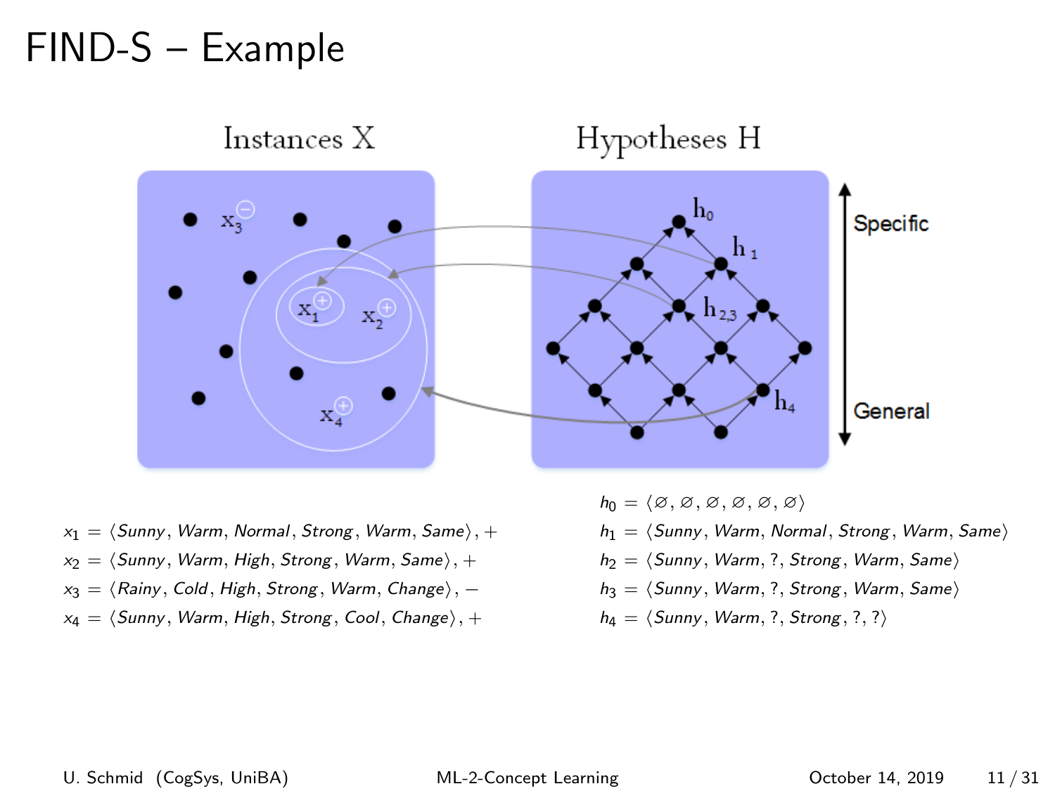# FIND-S – Example

Instances X

Hypotheses H

Specific

General

$x_1 = \langle Sunny, Warm, Normal, Strong, Warm, Same \rangle, +$

$x_2 = \langle Sunny, Warm, High, Strong, Warm, Same \rangle, +$

$x_3 = \langle Rainy, Cold, High, Strong, Warm, Change \rangle, -$

$x_4 = \langle Sunny, Warm, High, Strong, Cool, Change \rangle, +$

$h_0 = \langle \emptyset, \emptyset, \emptyset, \emptyset, \emptyset, \emptyset \rangle$

$h_1 = \langle Sunny, Warm, Normal, Strong, Warm, Same \rangle$

$h_2 = \langle Sunny, Warm, ?, Strong, Warm, Same \rangle$

$h_3 = \langle Sunny, Warm, ?, Strong, Warm, Same \rangle$

$h_4 = \langle Sunny, Warm, ?, Strong, ?, ? \rangle$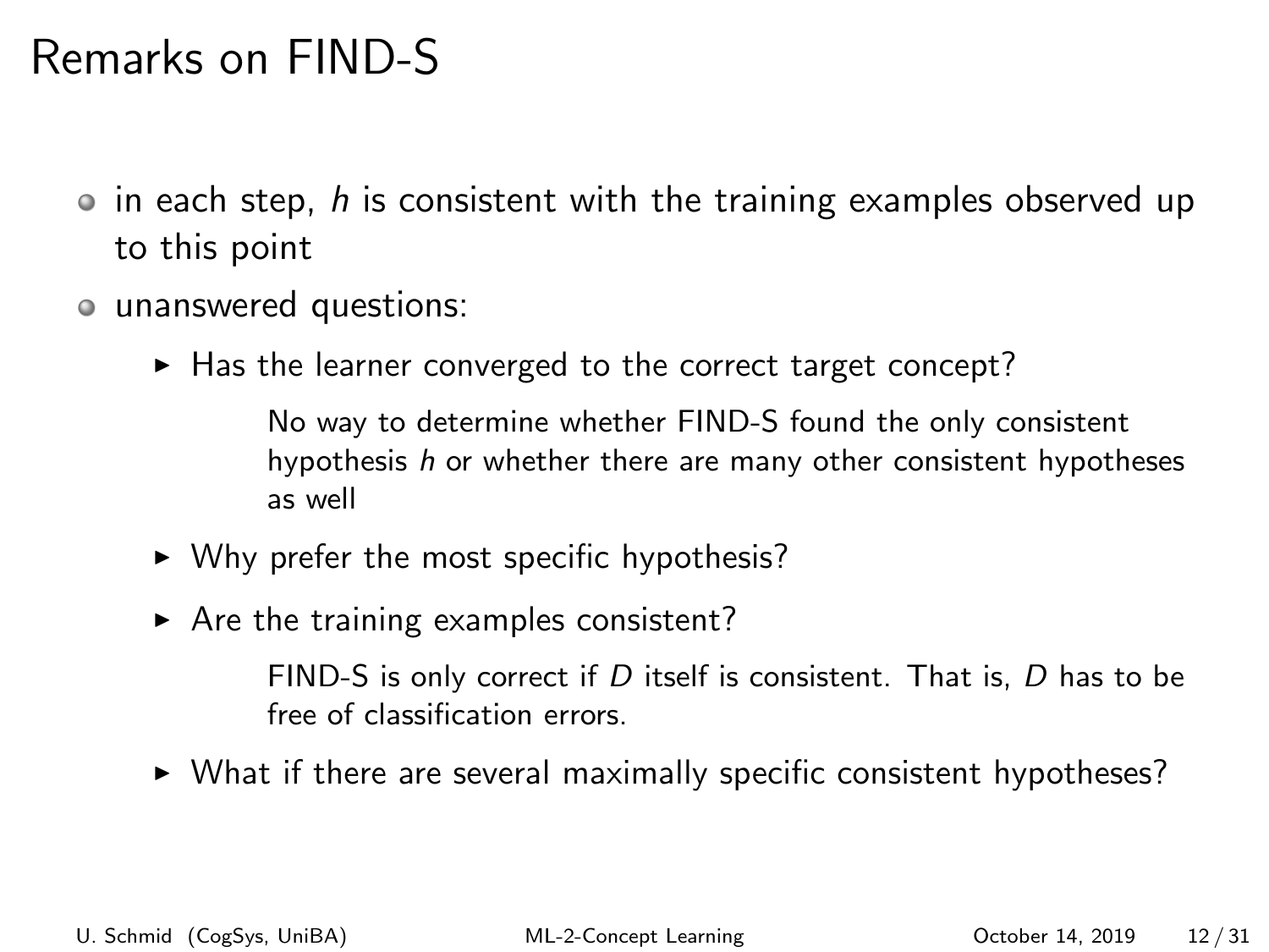# Remarks on FIND-S

- in each step, $h$ is consistent with the training examples observed up to this point
- unanswered questions:
  - Has the learner converged to the correct target concept?

    No way to determine whether FIND-S found the only consistent hypothesis $h$ or whether there are many other consistent hypotheses as well

  - Why prefer the most specific hypothesis?
  - Are the training examples consistent?

    FIND-S is only correct if $D$ itself is consistent. That is, $D$ has to be free of classification errors.

  - What if there are several maximally specific consistent hypotheses?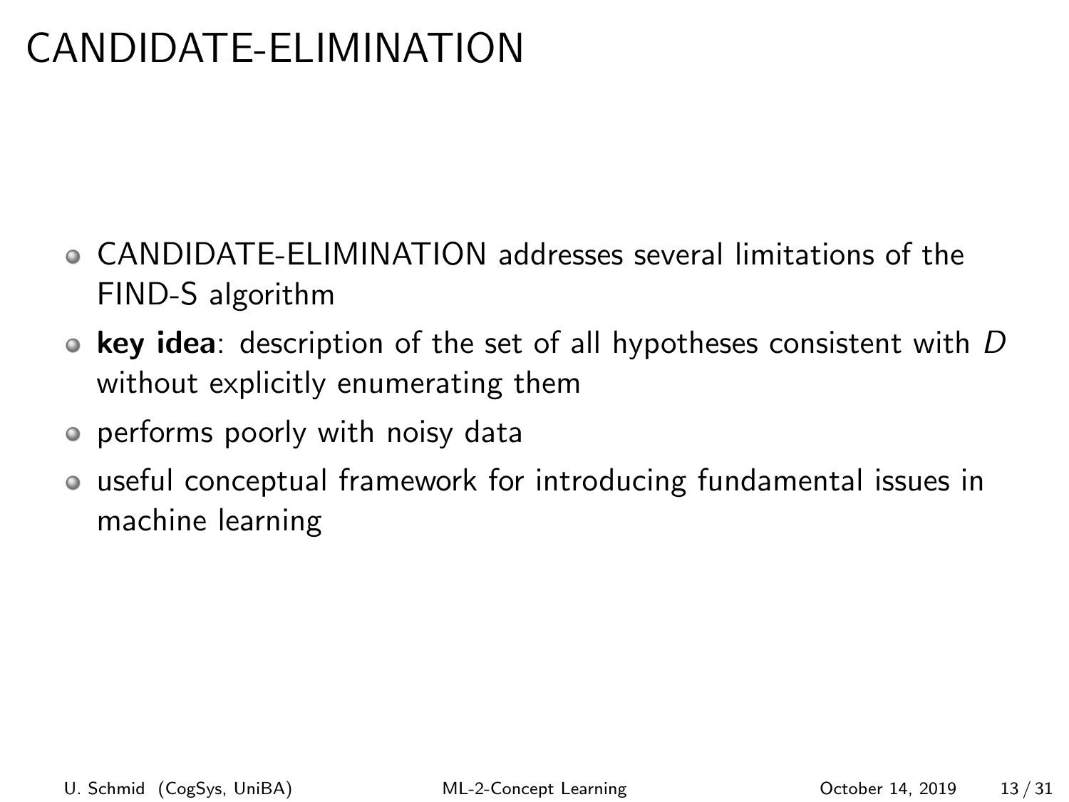# CANDIDATE-ELIMINATION

- CANDIDATE-ELIMINATION addresses several limitations of the FIND-S algorithm
- **key idea**: description of the set of all hypotheses consistent with $D$ without explicitly enumerating them
- performs poorly with noisy data
- useful conceptual framework for introducing fundamental issues in machine learning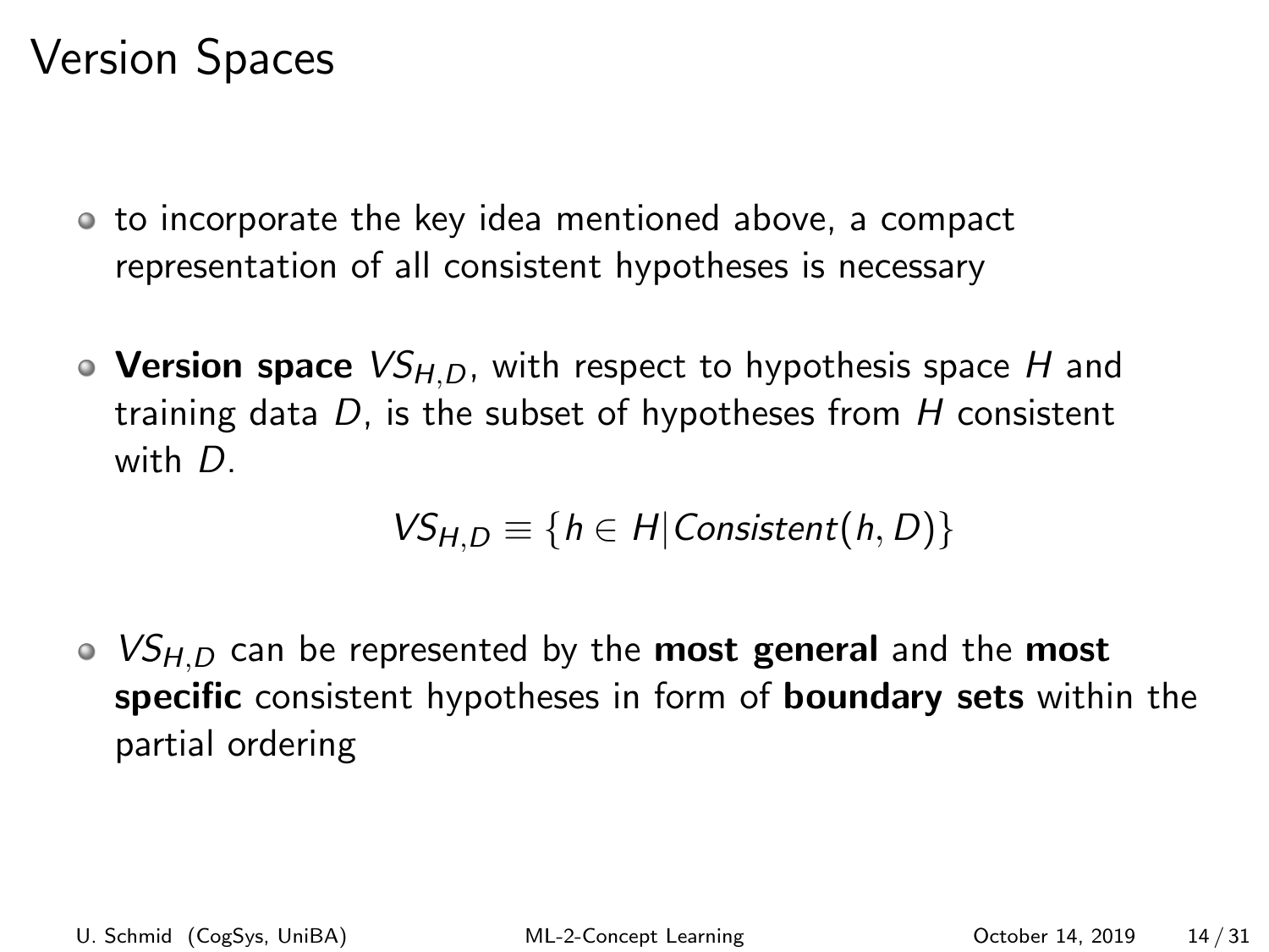# Version Spaces

- to incorporate the key idea mentioned above, a compact representation of all consistent hypotheses is necessary

- **Version space** $VS_{H,D}$, with respect to hypothesis space $H$ and training data $D$, is the subset of hypotheses from $H$ consistent with $D$.

$$VS_{H,D} \equiv \{h \in H | Consistent(h, D)\}$$

- $VS_{H,D}$ can be represented by the **most general** and the **most specific** consistent hypotheses in form of **boundary sets** within the partial ordering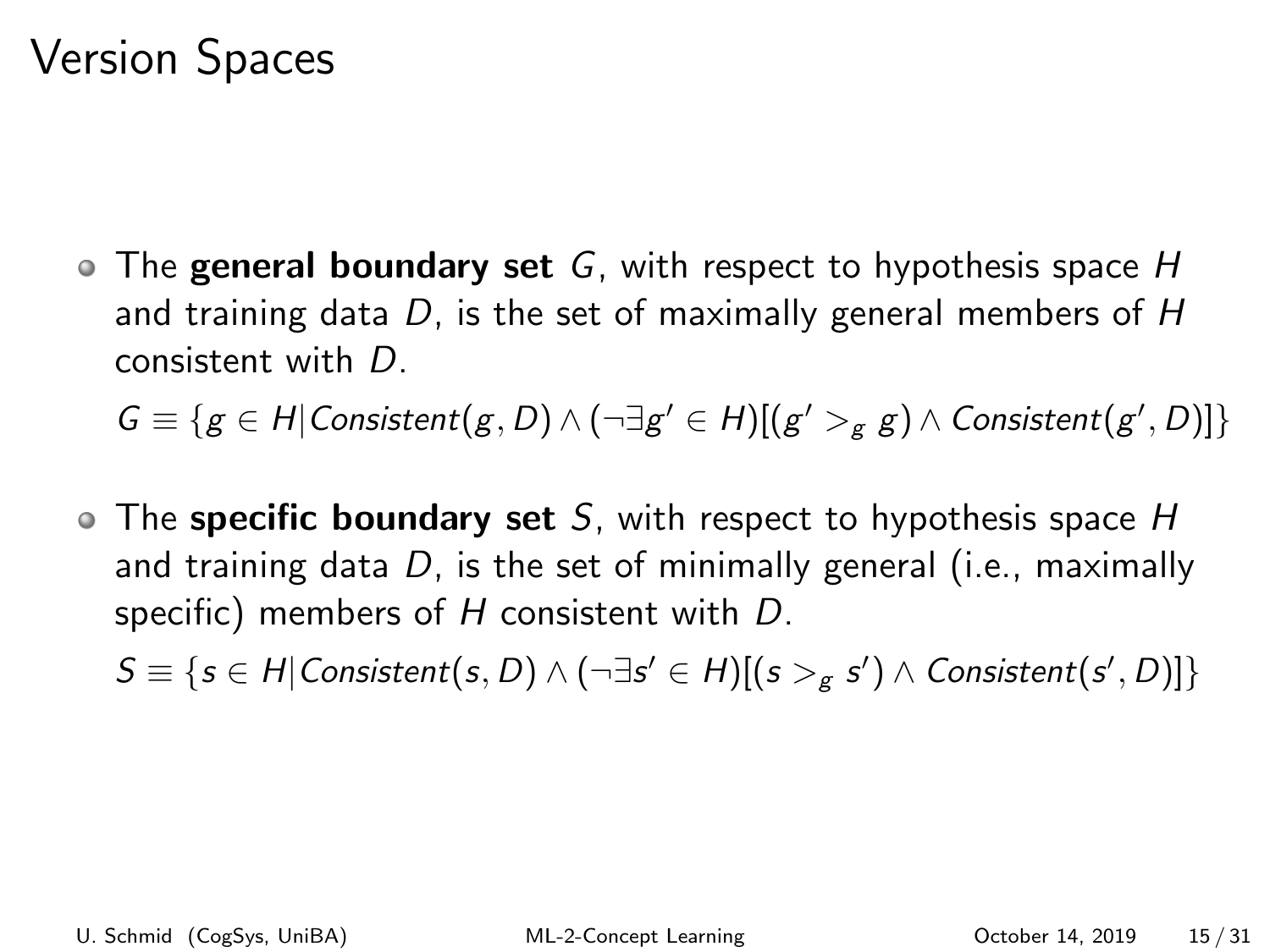# Version Spaces

- The **general boundary set** $G$, with respect to hypothesis space $H$ and training data $D$, is the set of maximally general members of $H$ consistent with $D$.

  $G \equiv \{g \in H | Consistent(g, D) \wedge (\neg \exists g' \in H)[(g' >_g g) \wedge Consistent(g', D)]\}$

- The **specific boundary set** $S$, with respect to hypothesis space $H$ and training data $D$, is the set of minimally general (i.e., maximally specific) members of $H$ consistent with $D$.

  $S \equiv \{s \in H | Consistent(s, D) \wedge (\neg \exists s' \in H)[(s >_g s') \wedge Consistent(s', D)]\}$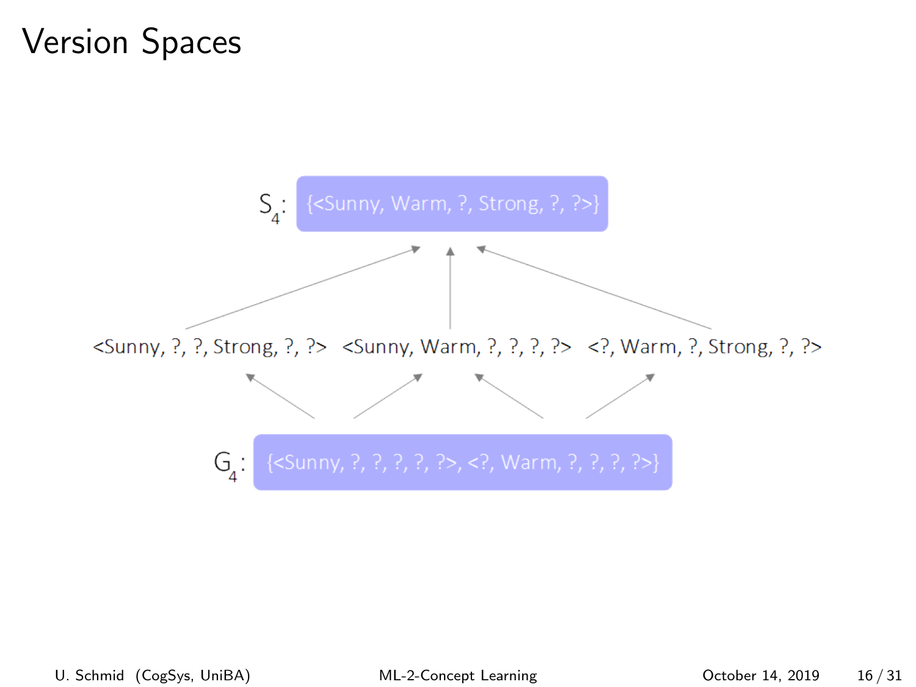# Version Spaces

$S_4$: {<Sunny, Warm, ?, Strong, ?, ?>}

<Sunny, ?, ?, Strong, ?, ?>  <Sunny, Warm, ?, ?, ?, ?>  <?, Warm, ?, Strong, ?, ?>

$G_4$: {<Sunny, ?, ?, ?, ?, ?>, <?, Warm, ?, ?, ?, ?>}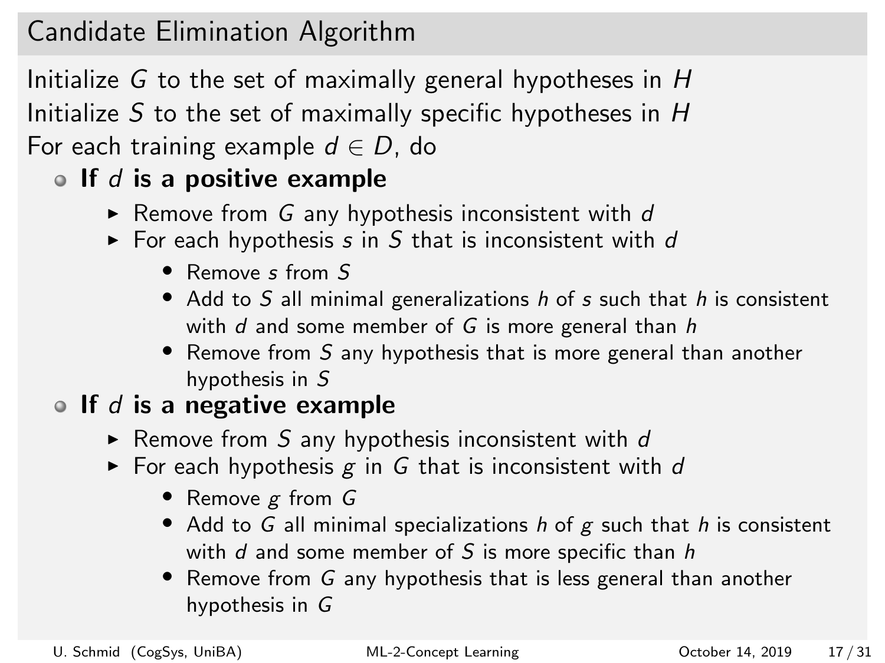## Candidate Elimination Algorithm

Initialize $G$ to the set of maximally general hypotheses in $H$

Initialize $S$ to the set of maximally specific hypotheses in $H$

For each training example $d \in D$, do

- **If $d$ is a positive example**
  - Remove from $G$ any hypothesis inconsistent with $d$
  - For each hypothesis $s$ in $S$ that is inconsistent with $d$
    - Remove $s$ from $S$
    - Add to $S$ all minimal generalizations $h$ of $s$ such that $h$ is consistent with $d$ and some member of $G$ is more general than $h$
    - Remove from $S$ any hypothesis that is more general than another hypothesis in $S$
- **If $d$ is a negative example**
  - Remove from $S$ any hypothesis inconsistent with $d$
  - For each hypothesis $g$ in $G$ that is inconsistent with $d$
    - Remove $g$ from $G$
    - Add to $G$ all minimal specializations $h$ of $g$ such that $h$ is consistent with $d$ and some member of $S$ is more specific than $h$
    - Remove from $G$ any hypothesis that is less general than another hypothesis in $G$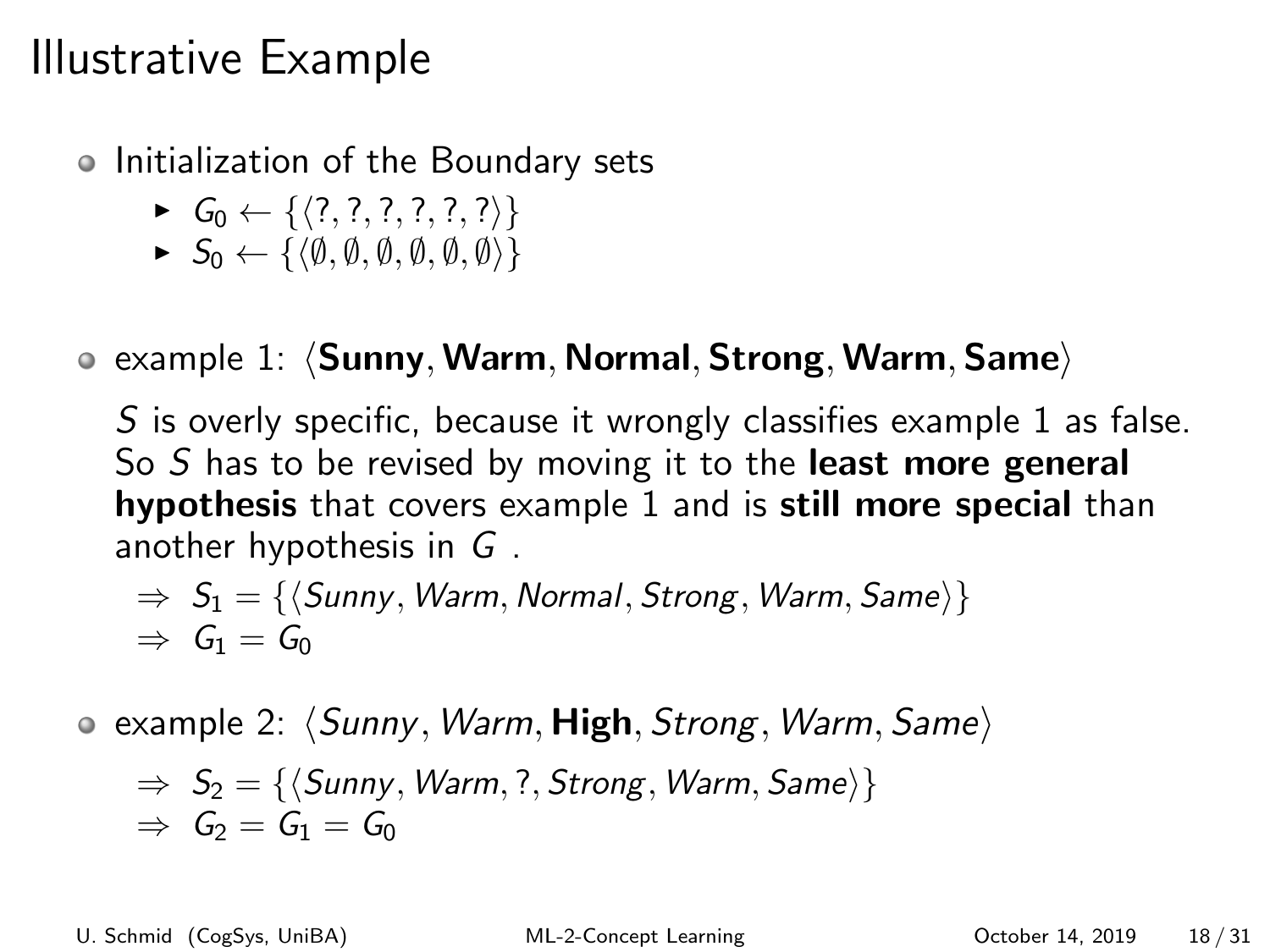# Illustrative Example

- Initialization of the Boundary sets
  - $G_0 \leftarrow \{\langle ?, ?, ?, ?, ?, ? \rangle\}$
  - $S_0 \leftarrow \{\langle \emptyset, \emptyset, \emptyset, \emptyset, \emptyset, \emptyset \rangle\}$

- example 1: $\langle \mathbf{Sunny}, \mathbf{Warm}, \mathbf{Normal}, \mathbf{Strong}, \mathbf{Warm}, \mathbf{Same} \rangle$

  $S$ is overly specific, because it wrongly classifies example 1 as false. So $S$ has to be revised by moving it to the **least more general hypothesis** that covers example 1 and is **still more special** than another hypothesis in $G$ .

  $\Rightarrow \; S_1 = \{\langle Sunny, Warm, Normal, Strong, Warm, Same \rangle\}$
  $\Rightarrow \; G_1 = G_0$

- example 2: $\langle Sunny, Warm, \mathbf{High}, Strong, Warm, Same \rangle$

  $\Rightarrow \; S_2 = \{\langle Sunny, Warm, ?, Strong, Warm, Same \rangle\}$
  $\Rightarrow \; G_2 = G_1 = G_0$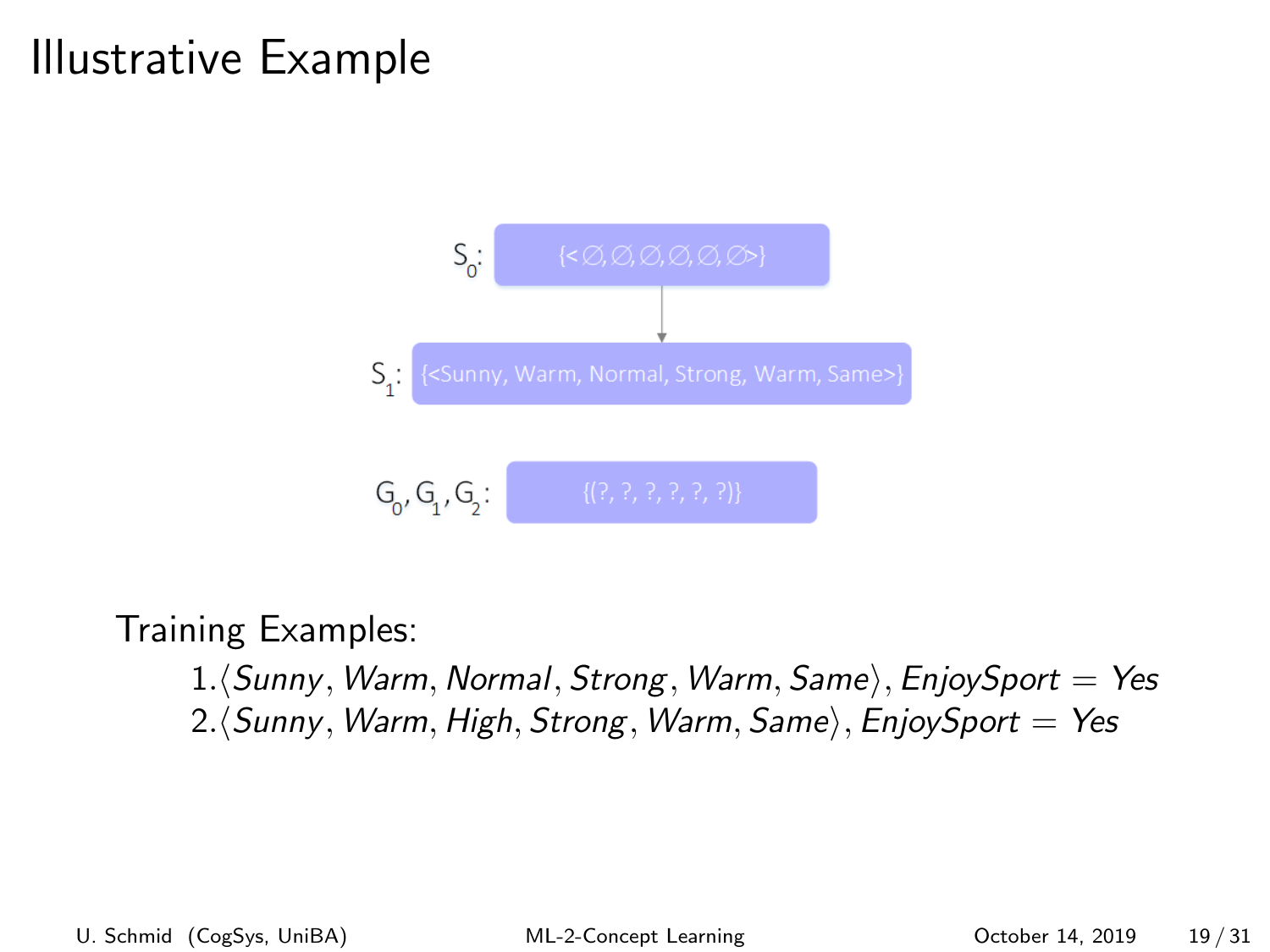# Illustrative Example

$S_0$: {<∅,∅,∅,∅,∅,∅>}

$S_1$: {<Sunny, Warm, Normal, Strong, Warm, Same>}

$G_0, G_1, G_2$: {(?, ?, ?, ?, ?, ?)}

Training Examples:

1. $\langle$*Sunny*, *Warm*, *Normal*, *Strong*, *Warm*, *Same*$\rangle$, *EnjoySport* = *Yes*
2. $\langle$*Sunny*, *Warm*, *High*, *Strong*, *Warm*, *Same*$\rangle$, *EnjoySport* = *Yes*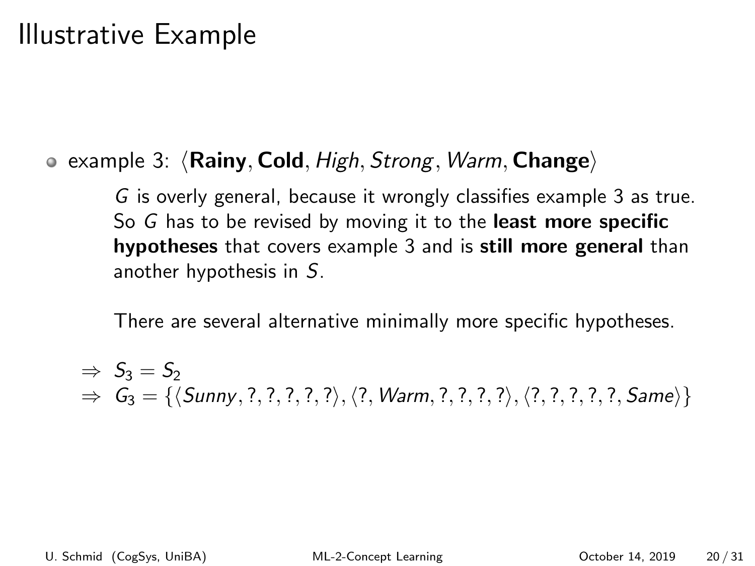# Illustrative Example

- example 3: $\langle \textbf{Rainy}, \textbf{Cold}, \textit{High}, \textit{Strong}, \textit{Warm}, \textbf{Change} \rangle$

  $G$ is overly general, because it wrongly classifies example 3 as true. So $G$ has to be revised by moving it to the **least more specific hypotheses** that covers example 3 and is **still more general** than another hypothesis in $S$.

  There are several alternative minimally more specific hypotheses.

$\Rightarrow$ $S_3 = S_2$

$\Rightarrow$ $G_3 = \{\langle Sunny, ?, ?, ?, ?, ? \rangle, \langle ?, Warm, ?, ?, ?, ? \rangle, \langle ?, ?, ?, ?, ?, Same \rangle\}$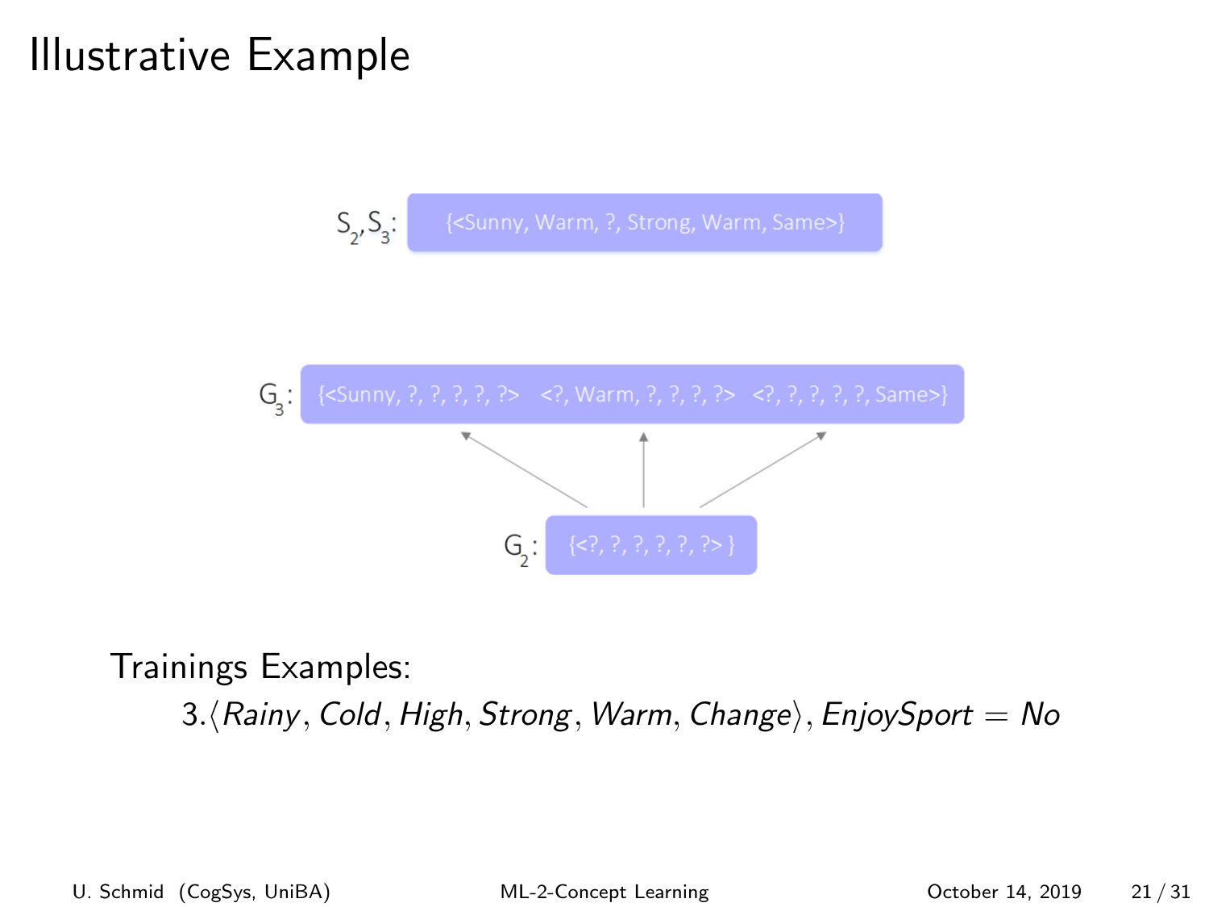# Illustrative Example

$S_2, S_3$: {<Sunny, Warm, ?, Strong, Warm, Same>}

$G_3$: {<Sunny, ?, ?, ?, ?, ?> <?, Warm, ?, ?, ?, ?> <?, ?, ?, ?, ?, Same>}

$G_2$: {<?, ?, ?, ?, ?, ?> }

Trainings Examples:

3. $\langle$*Rainy*, *Cold*, *High*, *Strong*, *Warm*, *Change*$\rangle$, *EnjoySport* = *No*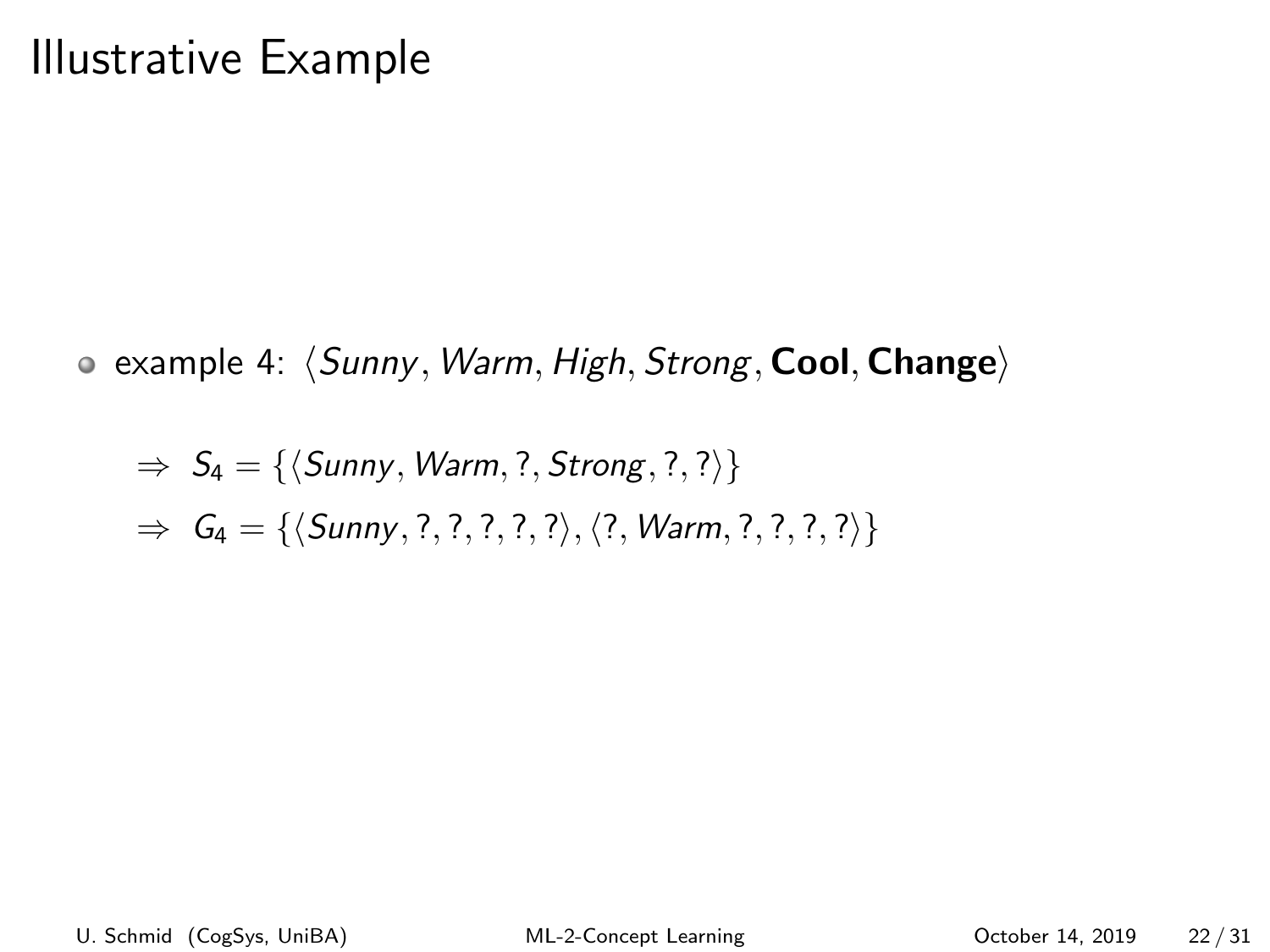# Illustrative Example

- example 4: $\langle Sunny, Warm, High, Strong, \textbf{Cool}, \textbf{Change} \rangle$

  $\Rightarrow \; S_4 = \{\langle Sunny, Warm, ?, Strong, ?, ? \rangle\}$

  $\Rightarrow \; G_4 = \{\langle Sunny, ?, ?, ?, ?, ? \rangle, \langle ?, Warm, ?, ?, ?, ? \rangle\}$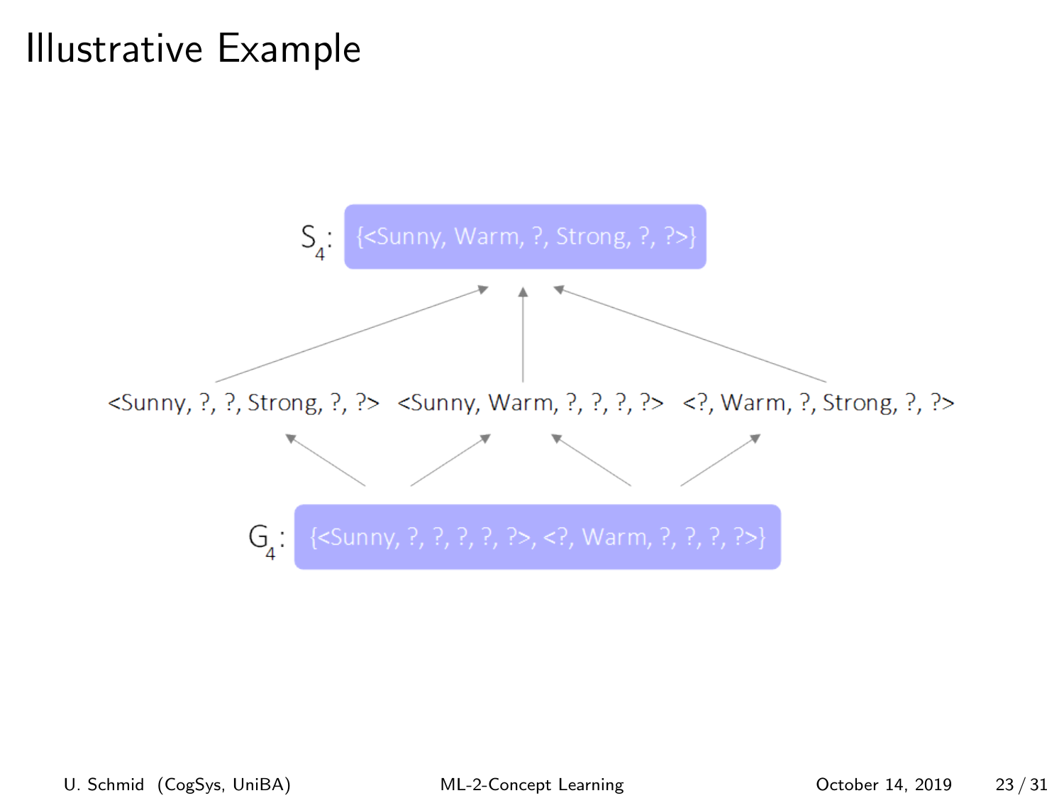# Illustrative Example

$S_4$: {<Sunny, Warm, ?, Strong, ?, ?>}

<Sunny, ?, ?, Strong, ?, ?> <Sunny, Warm, ?, ?, ?, ?> <?, Warm, ?, Strong, ?, ?>

$G_4$: {<Sunny, ?, ?, ?, ?, ?>, <?, Warm, ?, ?, ?, ?>}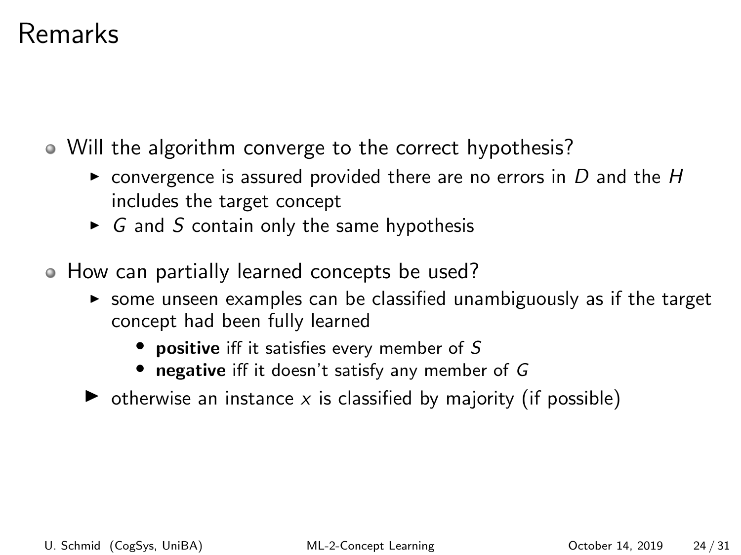# Remarks

- Will the algorithm converge to the correct hypothesis?
  - convergence is assured provided there are no errors in $D$ and the $H$ includes the target concept
  - $G$ and $S$ contain only the same hypothesis
- How can partially learned concepts be used?
  - some unseen examples can be classified unambiguously as if the target concept had been fully learned
    - **positive** iff it satisfies every member of $S$
    - **negative** iff it doesn't satisfy any member of $G$
  - otherwise an instance $x$ is classified by majority (if possible)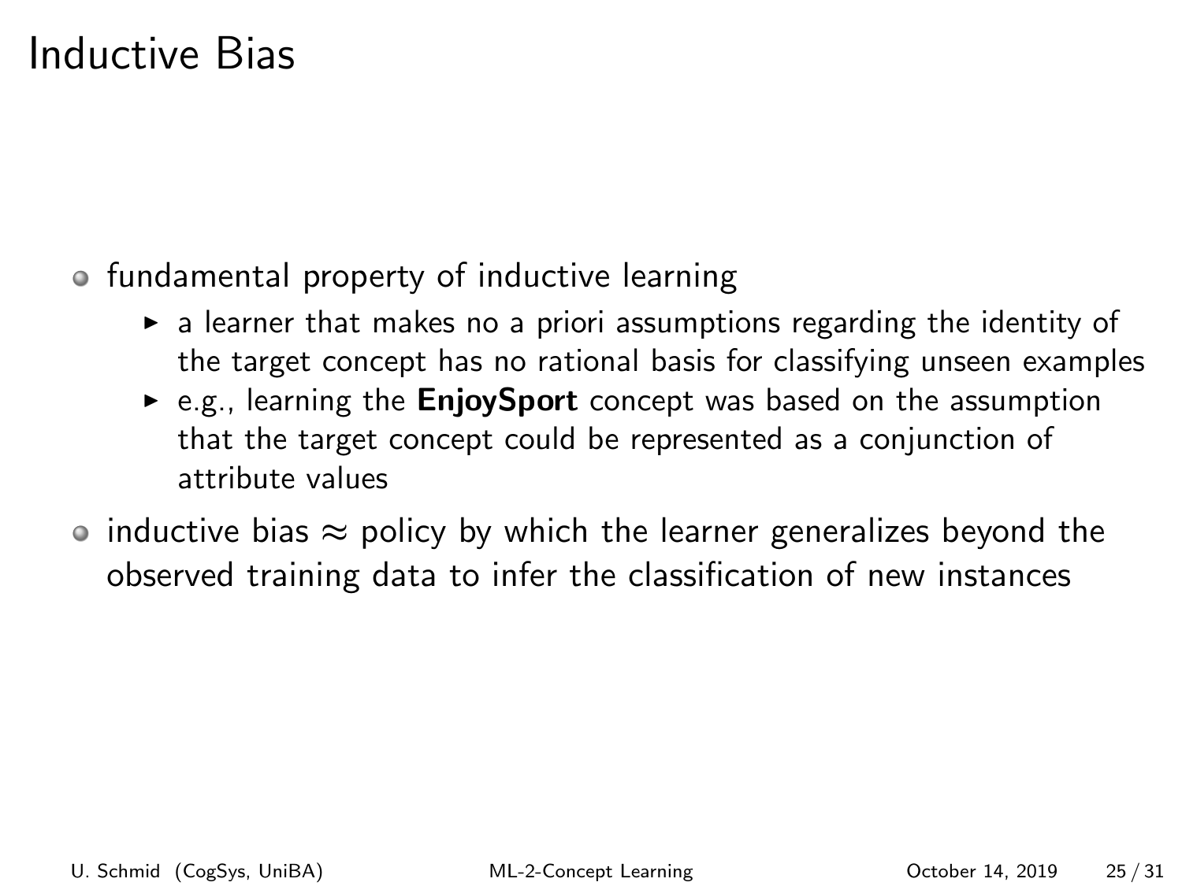# Inductive Bias

- fundamental property of inductive learning
  - a learner that makes no a priori assumptions regarding the identity of the target concept has no rational basis for classifying unseen examples
  - e.g., learning the **EnjoySport** concept was based on the assumption that the target concept could be represented as a conjunction of attribute values
- inductive bias $\approx$ policy by which the learner generalizes beyond the observed training data to infer the classification of new instances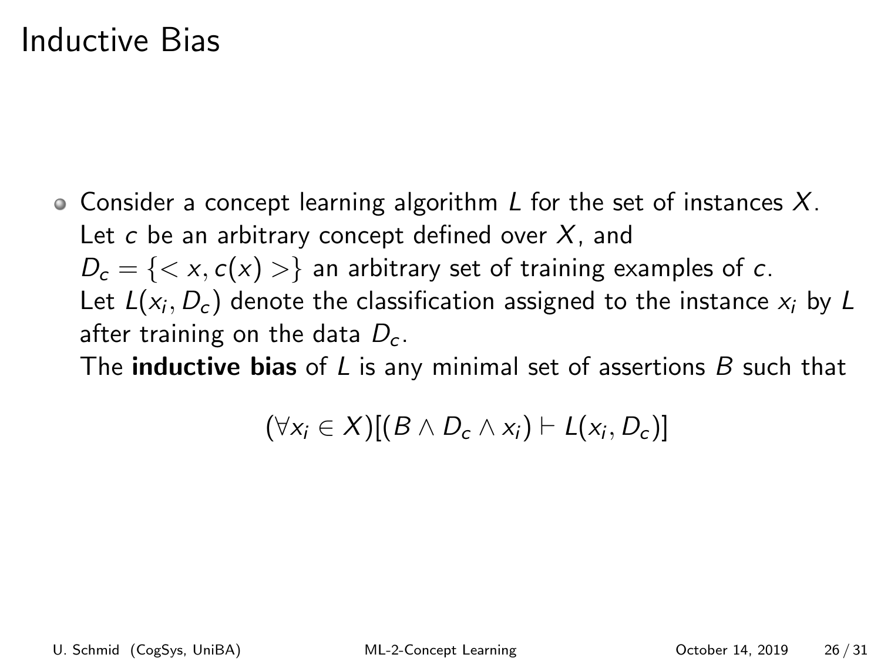# Inductive Bias

- Consider a concept learning algorithm $L$ for the set of instances $X$. Let $c$ be an arbitrary concept defined over $X$, and $D_c = \{< x, c(x) >\}$ an arbitrary set of training examples of $c$. Let $L(x_i, D_c)$ denote the classification assigned to the instance $x_i$ by $L$ after training on the data $D_c$. The **inductive bias** of $L$ is any minimal set of assertions $B$ such that

$$(\forall x_i \in X)[(B \wedge D_c \wedge x_i) \vdash L(x_i, D_c)]$$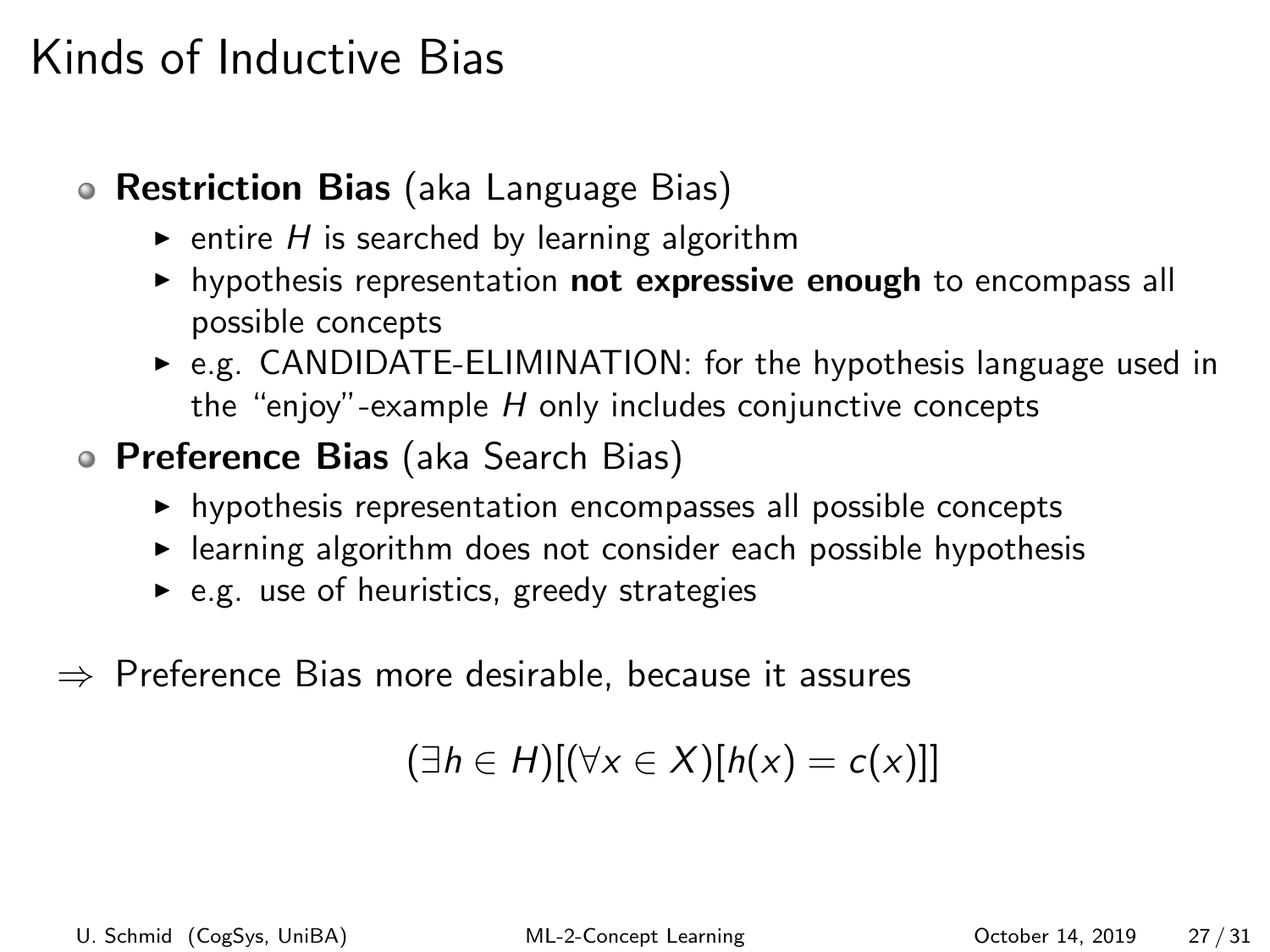# Kinds of Inductive Bias

- **Restriction Bias** (aka Language Bias)
  - entire $H$ is searched by learning algorithm
  - hypothesis representation **not expressive enough** to encompass all possible concepts
  - e.g. CANDIDATE-ELIMINATION: for the hypothesis language used in the "enjoy"-example $H$ only includes conjunctive concepts
- **Preference Bias** (aka Search Bias)
  - hypothesis representation encompasses all possible concepts
  - learning algorithm does not consider each possible hypothesis
  - e.g. use of heuristics, greedy strategies

$\Rightarrow$ Preference Bias more desirable, because it assures

$$(\exists h \in H)[(\forall x \in X)[h(x) = c(x)]]$$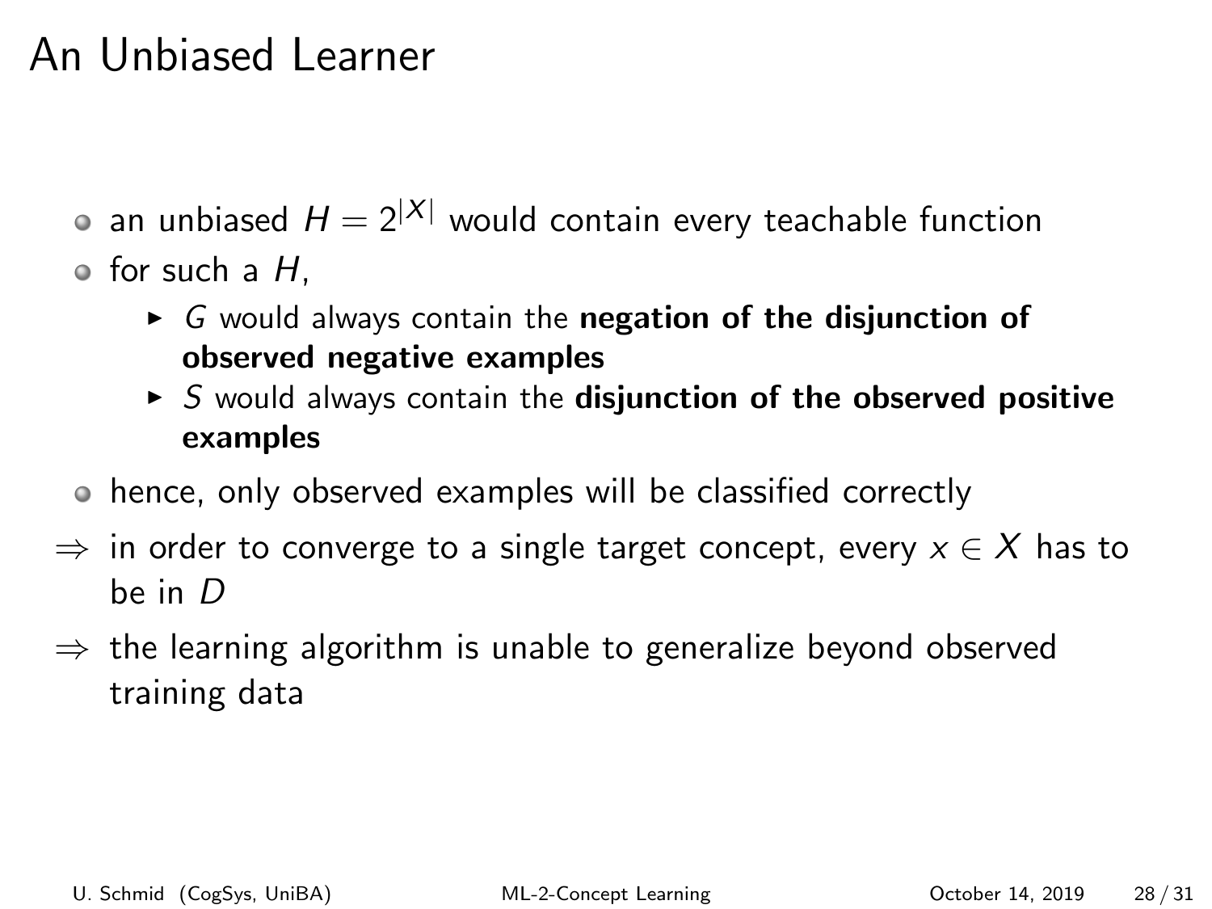# An Unbiased Learner

- an unbiased $H = 2^{|X|}$ would contain every teachable function
- for such a $H$,
  - $G$ would always contain the **negation of the disjunction of observed negative examples**
  - $S$ would always contain the **disjunction of the observed positive examples**
- hence, only observed examples will be classified correctly

$\Rightarrow$ in order to converge to a single target concept, every $x \in X$ has to be in $D$

$\Rightarrow$ the learning algorithm is unable to generalize beyond observed training data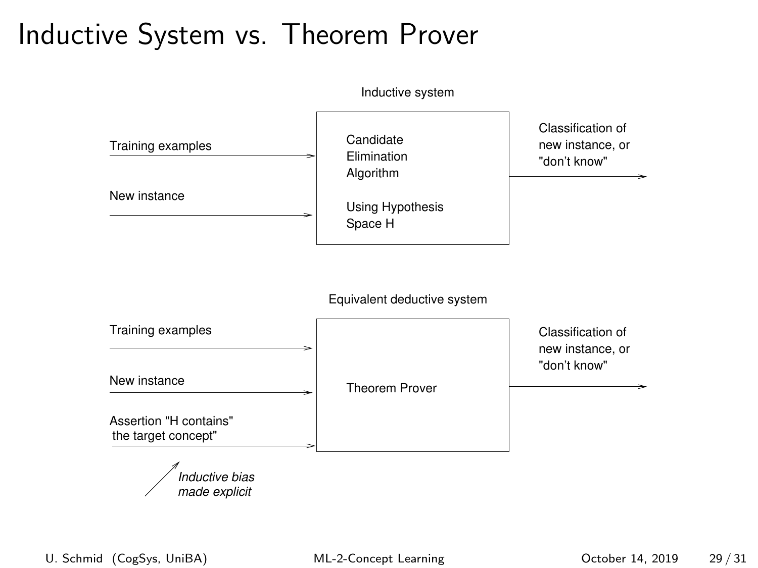# Inductive System vs. Theorem Prover

Inductive system

Training examples →

New instance →

Candidate Elimination Algorithm

Using Hypothesis Space H

→ Classification of new instance, or "don't know"

Equivalent deductive system

Training examples →

New instance →

Assertion "H contains" the target concept" →

Theorem Prover

→ Classification of new instance, or "don't know"

*Inductive bias made explicit*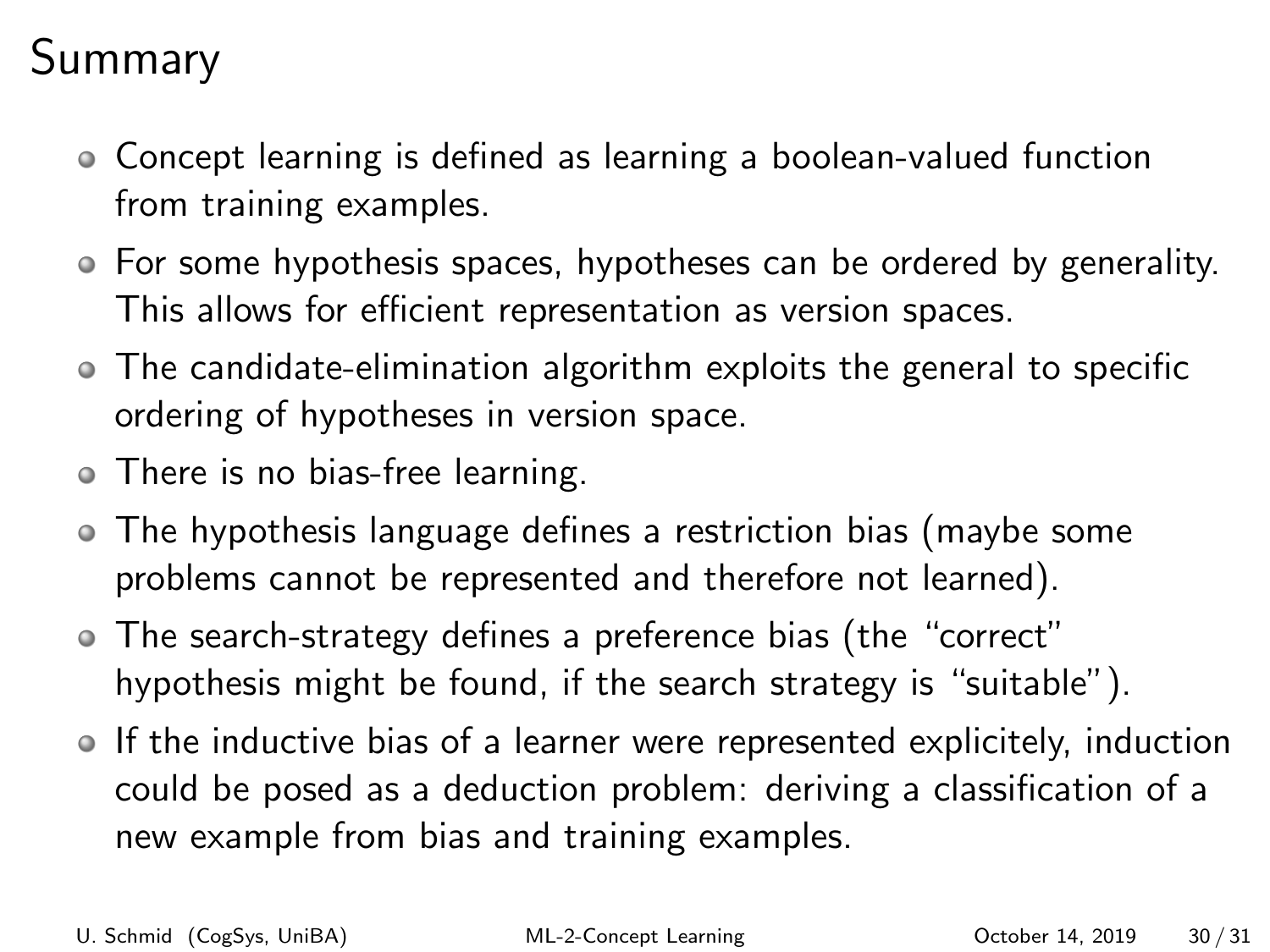# Summary

- Concept learning is defined as learning a boolean-valued function from training examples.
- For some hypothesis spaces, hypotheses can be ordered by generality. This allows for efficient representation as version spaces.
- The candidate-elimination algorithm exploits the general to specific ordering of hypotheses in version space.
- There is no bias-free learning.
- The hypothesis language defines a restriction bias (maybe some problems cannot be represented and therefore not learned).
- The search-strategy defines a preference bias (the "correct" hypothesis might be found, if the search strategy is "suitable").
- If the inductive bias of a learner were represented expliciteley, induction could be posed as a deduction problem: deriving a classification of a new example from bias and training examples.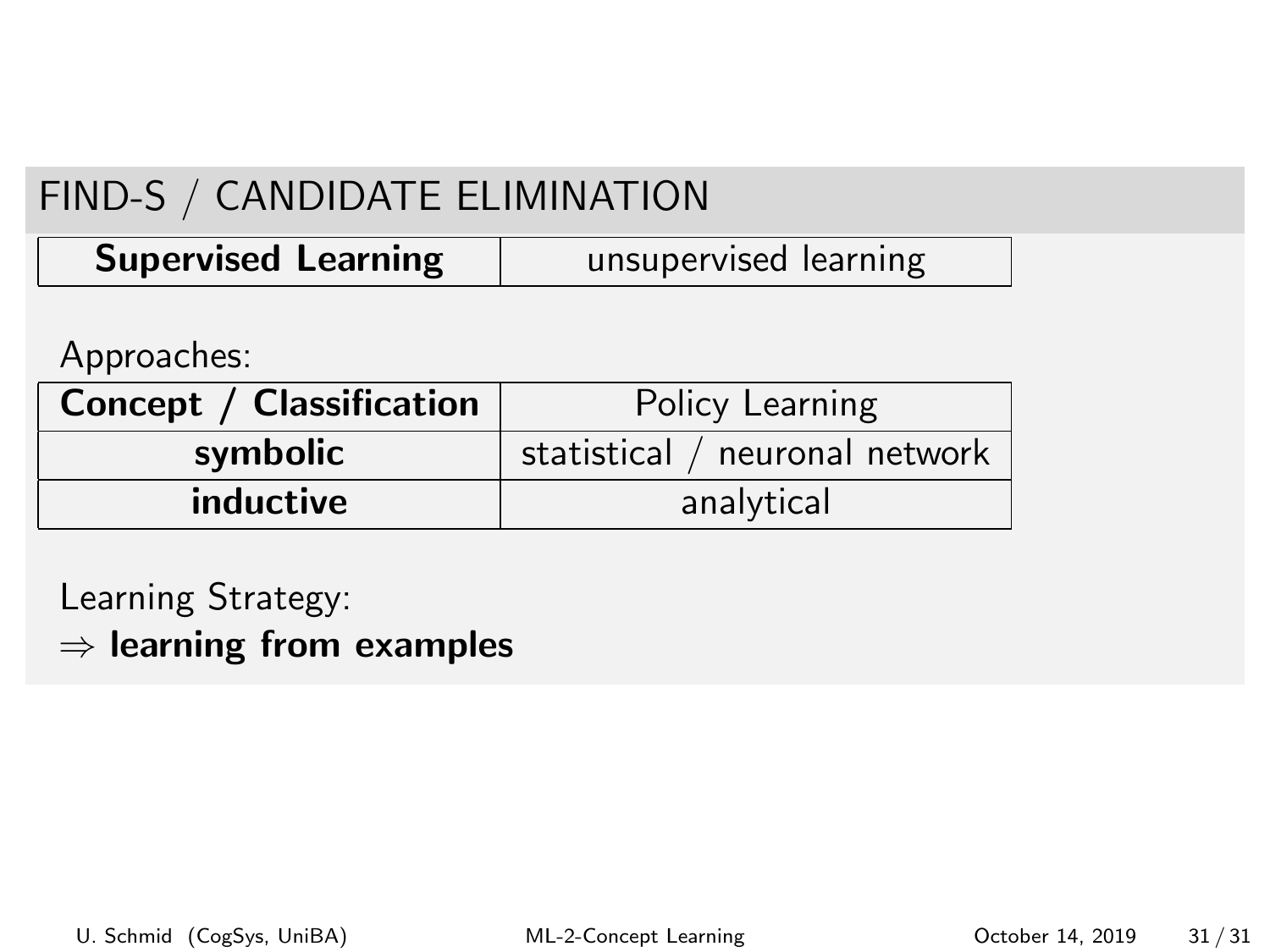## FIND-S / CANDIDATE ELIMINATION

| | |
|---|---|
| **Supervised Learning** | unsupervised learning |

Approaches:

| | |
|---|---|
| **Concept / Classification** | Policy Learning |
| **symbolic** | statistical / neuronal network |
| **inductive** | analytical |

Learning Strategy:

$\Rightarrow$ **learning from examples**